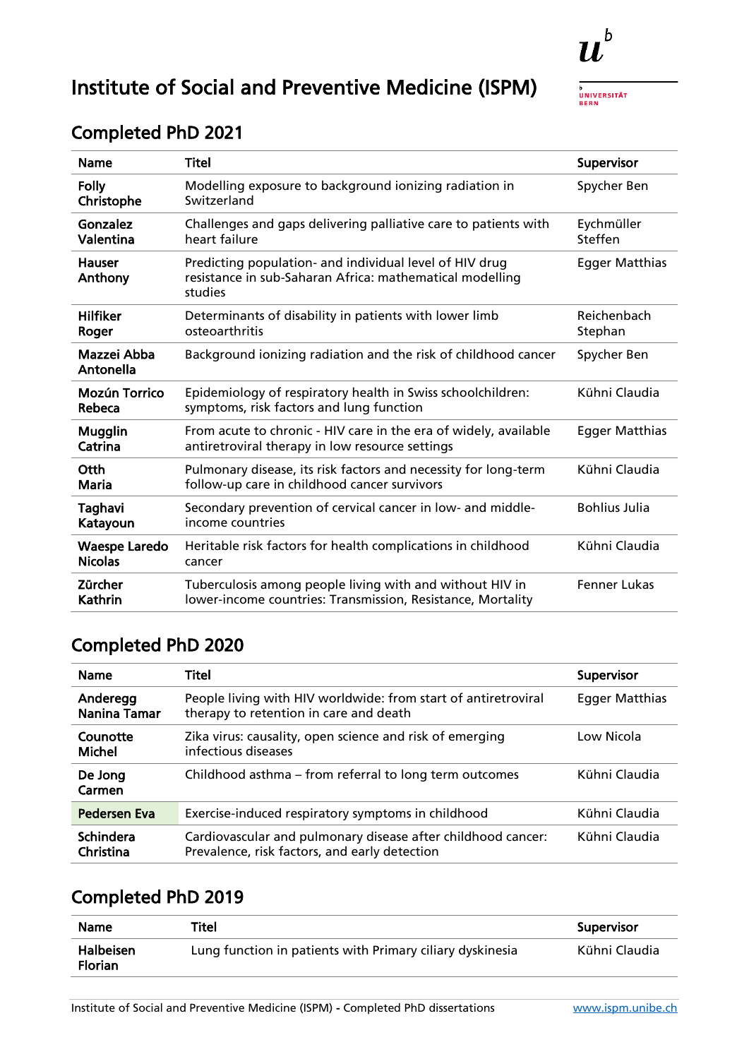# Institute of Social and Preventive Medicine (ISPM)

## Completed PhD 2021

| Name | Titel | Supervisor |
|---|---|---|
| **Folly Christophe** | Modelling exposure to background ionizing radiation in Switzerland | Spycher Ben |
| **Gonzalez Valentina** | Challenges and gaps delivering palliative care to patients with heart failure | Eychmüller Steffen |
| **Hauser Anthony** | Predicting population- and individual level of HIV drug resistance in sub-Saharan Africa: mathematical modelling studies | Egger Matthias |
| **Hilfiker Roger** | Determinants of disability in patients with lower limb osteoarthritis | Reichenbach Stephan |
| **Mazzei Abba Antonella** | Background ionizing radiation and the risk of childhood cancer | Spycher Ben |
| **Mozún Torrico Rebeca** | Epidemiology of respiratory health in Swiss schoolchildren: symptoms, risk factors and lung function | Kühni Claudia |
| **Mugglin Catrina** | From acute to chronic - HIV care in the era of widely, available antiretroviral therapy in low resource settings | Egger Matthias |
| **Otth Maria** | Pulmonary disease, its risk factors and necessity for long-term follow-up care in childhood cancer survivors | Kühni Claudia |
| **Taghavi Katayoun** | Secondary prevention of cervical cancer in low- and middle-income countries | Bohlius Julia |
| **Waespe Laredo Nicolas** | Heritable risk factors for health complications in childhood cancer | Kühni Claudia |
| **Zürcher Kathrin** | Tuberculosis among people living with and without HIV in lower-income countries: Transmission, Resistance, Mortality | Fenner Lukas |

## Completed PhD 2020

| Name | Titel | Supervisor |
|---|---|---|
| **Anderegg Nanina Tamar** | People living with HIV worldwide: from start of antiretroviral therapy to retention in care and death | Egger Matthias |
| **Counotte Michel** | Zika virus: causality, open science and risk of emerging infectious diseases | Low Nicola |
| **De Jong Carmen** | Childhood asthma – from referral to long term outcomes | Kühni Claudia |
| **Pedersen Eva** | Exercise-induced respiratory symptoms in childhood | Kühni Claudia |
| **Schindera Christina** | Cardiovascular and pulmonary disease after childhood cancer: Prevalence, risk factors, and early detection | Kühni Claudia |

## Completed PhD 2019

| Name | Titel | Supervisor |
|---|---|---|
| **Halbeisen Florian** | Lung function in patients with Primary ciliary dyskinesia | Kühni Claudia |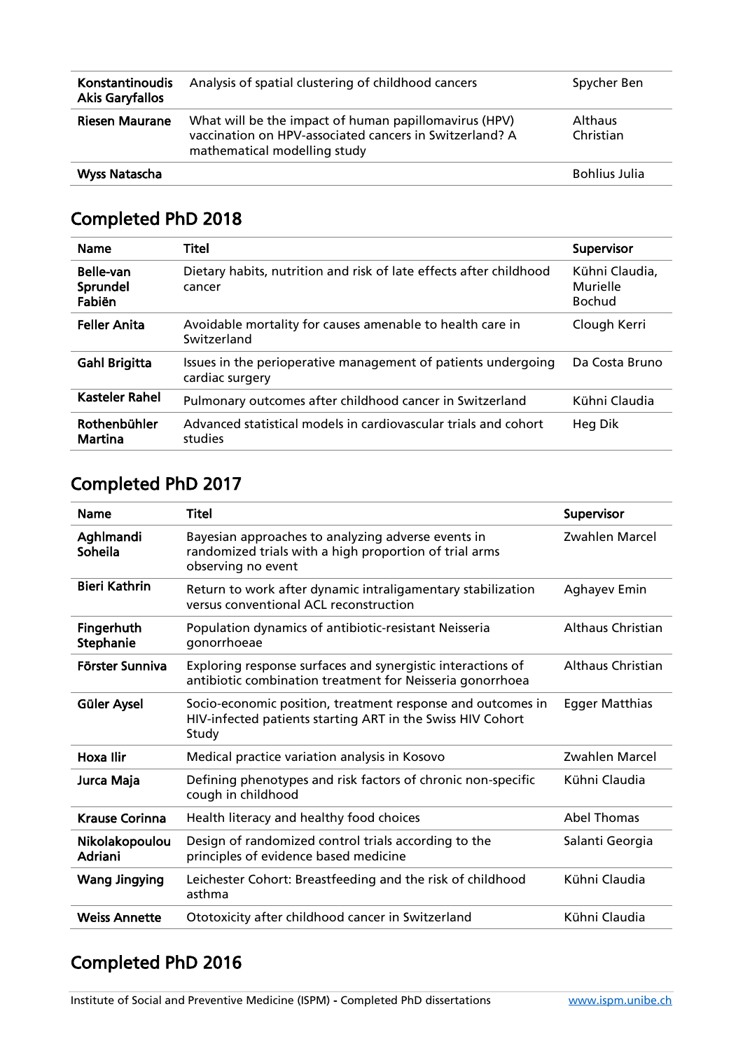| | | |
|---|---|---|
| **Konstantinoudis Akis Garyfallos** | Analysis of spatial clustering of childhood cancers | Spycher Ben |
| **Riesen Maurane** | What will be the impact of human papillomavirus (HPV) vaccination on HPV-associated cancers in Switzerland? A mathematical modelling study | Althaus Christian |
| **Wyss Natascha** | | Bohlius Julia |

## Completed PhD 2018

| Name | Titel | Supervisor |
|---|---|---|
| **Belle-van Sprundel Fabiën** | Dietary habits, nutrition and risk of late effects after childhood cancer | Kühni Claudia, Murielle Bochud |
| **Feller Anita** | Avoidable mortality for causes amenable to health care in Switzerland | Clough Kerri |
| **Gahl Brigitta** | Issues in the perioperative management of patients undergoing cardiac surgery | Da Costa Bruno |
| **Kasteler Rahel** | Pulmonary outcomes after childhood cancer in Switzerland | Kühni Claudia |
| **Rothenbühler Martina** | Advanced statistical models in cardiovascular trials and cohort studies | Heg Dik |

## Completed PhD 2017

| Name | Titel | Supervisor |
|---|---|---|
| **Aghlmandi Soheila** | Bayesian approaches to analyzing adverse events in randomized trials with a high proportion of trial arms observing no event | Zwahlen Marcel |
| **Bieri Kathrin** | Return to work after dynamic intraligamentary stabilization versus conventional ACL reconstruction | Aghayev Emin |
| **Fingerhuth Stephanie** | Population dynamics of antibiotic-resistant Neisseria gonorrhoeae | Althaus Christian |
| **Förster Sunniva** | Exploring response surfaces and synergistic interactions of antibiotic combination treatment for Neisseria gonorrhoea | Althaus Christian |
| **Güler Aysel** | Socio-economic position, treatment response and outcomes in HIV-infected patients starting ART in the Swiss HIV Cohort Study | Egger Matthias |
| **Hoxa Ilir** | Medical practice variation analysis in Kosovo | Zwahlen Marcel |
| **Jurca Maja** | Defining phenotypes and risk factors of chronic non-specific cough in childhood | Kühni Claudia |
| **Krause Corinna** | Health literacy and healthy food choices | Abel Thomas |
| **Nikolakopoulou Adriani** | Design of randomized control trials according to the principles of evidence based medicine | Salanti Georgia |
| **Wang Jingying** | Leichester Cohort: Breastfeeding and the risk of childhood asthma | Kühni Claudia |
| **Weiss Annette** | Ototoxicity after childhood cancer in Switzerland | Kühni Claudia |

## Completed PhD 2016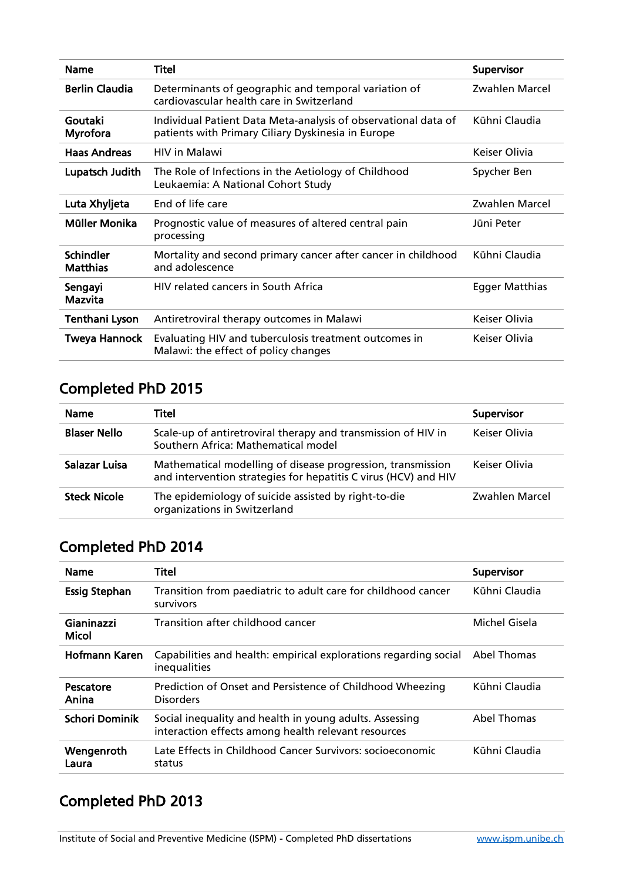| Name | Titel | Supervisor |
| --- | --- | --- |
| **Berlin Claudia** | Determinants of geographic and temporal variation of cardiovascular health care in Switzerland | Zwahlen Marcel |
| **Goutaki Myrofora** | Individual Patient Data Meta-analysis of observational data of patients with Primary Ciliary Dyskinesia in Europe | Kühni Claudia |
| **Haas Andreas** | HIV in Malawi | Keiser Olivia |
| **Lupatsch Judith** | The Role of Infections in the Aetiology of Childhood Leukaemia: A National Cohort Study | Spycher Ben |
| **Luta Xhyljeta** | End of life care | Zwahlen Marcel |
| **Müller Monika** | Prognostic value of measures of altered central pain processing | Jüni Peter |
| **Schindler Matthias** | Mortality and second primary cancer after cancer in childhood and adolescence | Kühni Claudia |
| **Sengayi Mazvita** | HIV related cancers in South Africa | Egger Matthias |
| **Tenthani Lyson** | Antiretroviral therapy outcomes in Malawi | Keiser Olivia |
| **Tweya Hannock** | Evaluating HIV and tuberculosis treatment outcomes in Malawi: the effect of policy changes | Keiser Olivia |

## Completed PhD 2015

| Name | Titel | Supervisor |
| --- | --- | --- |
| **Blaser Nello** | Scale-up of antiretroviral therapy and transmission of HIV in Southern Africa: Mathematical model | Keiser Olivia |
| **Salazar Luisa** | Mathematical modelling of disease progression, transmission and intervention strategies for hepatitis C virus (HCV) and HIV | Keiser Olivia |
| **Steck Nicole** | The epidemiology of suicide assisted by right-to-die organizations in Switzerland | Zwahlen Marcel |

## Completed PhD 2014

| Name | Titel | Supervisor |
| --- | --- | --- |
| **Essig Stephan** | Transition from paediatric to adult care for childhood cancer survivors | Kühni Claudia |
| **Gianinazzi Micol** | Transition after childhood cancer | Michel Gisela |
| **Hofmann Karen** | Capabilities and health: empirical explorations regarding social inequalities | Abel Thomas |
| **Pescatore Anina** | Prediction of Onset and Persistence of Childhood Wheezing Disorders | Kühni Claudia |
| **Schori Dominik** | Social inequality and health in young adults. Assessing interaction effects among health relevant resources | Abel Thomas |
| **Wengenroth Laura** | Late Effects in Childhood Cancer Survivors: socioeconomic status | Kühni Claudia |

## Completed PhD 2013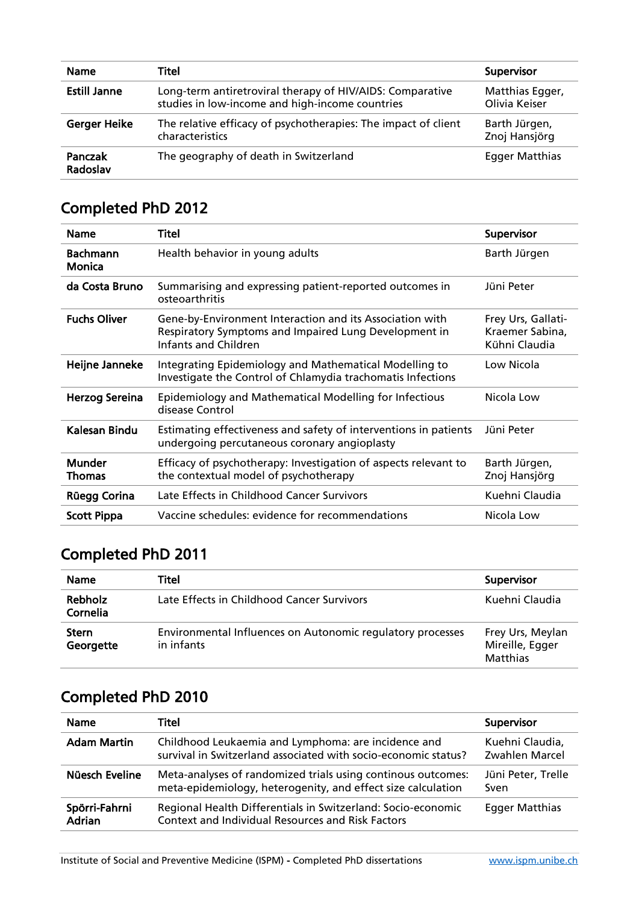| Name | Titel | Supervisor |
|---|---|---|
| **Estill Janne** | Long-term antiretroviral therapy of HIV/AIDS: Comparative studies in low-income and high-income countries | Matthias Egger, Olivia Keiser |
| **Gerger Heike** | The relative efficacy of psychotherapies: The impact of client characteristics | Barth Jürgen, Znoj Hansjörg |
| **Panczak Radoslav** | The geography of death in Switzerland | Egger Matthias |

## Completed PhD 2012

| Name | Titel | Supervisor |
|---|---|---|
| **Bachmann Monica** | Health behavior in young adults | Barth Jürgen |
| **da Costa Bruno** | Summarising and expressing patient-reported outcomes in osteoarthritis | Jüni Peter |
| **Fuchs Oliver** | Gene-by-Environment Interaction and its Association with Respiratory Symptoms and Impaired Lung Development in Infants and Children | Frey Urs, Gallati-Kraemer Sabina, Kühni Claudia |
| **Heijne Janneke** | Integrating Epidemiology and Mathematical Modelling to Investigate the Control of Chlamydia trachomatis Infections | Low Nicola |
| **Herzog Sereina** | Epidemiology and Mathematical Modelling for Infectious disease Control | Nicola Low |
| **Kalesan Bindu** | Estimating effectiveness and safety of interventions in patients undergoing percutaneous coronary angioplasty | Jüni Peter |
| **Munder Thomas** | Efficacy of psychotherapy: Investigation of aspects relevant to the contextual model of psychotherapy | Barth Jürgen, Znoj Hansjörg |
| **Rüegg Corina** | Late Effects in Childhood Cancer Survivors | Kuehni Claudia |
| **Scott Pippa** | Vaccine schedules: evidence for recommendations | Nicola Low |

## Completed PhD 2011

| Name | Titel | Supervisor |
|---|---|---|
| **Rebholz Cornelia** | Late Effects in Childhood Cancer Survivors | Kuehni Claudia |
| **Stern Georgette** | Environmental Influences on Autonomic regulatory processes in infants | Frey Urs, Meylan Mireille, Egger Matthias |

## Completed PhD 2010

| Name | Titel | Supervisor |
|---|---|---|
| **Adam Martin** | Childhood Leukaemia and Lymphoma: are incidence and survival in Switzerland associated with socio-economic status? | Kuehni Claudia, Zwahlen Marcel |
| **Nüesch Eveline** | Meta-analyses of randomized trials using continous outcomes: meta-epidemiology, heterogenity, and effect size calculation | Jüni Peter, Trelle Sven |
| **Spörri-Fahrni Adrian** | Regional Health Differentials in Switzerland: Socio-economic Context and Individual Resources and Risk Factors | Egger Matthias |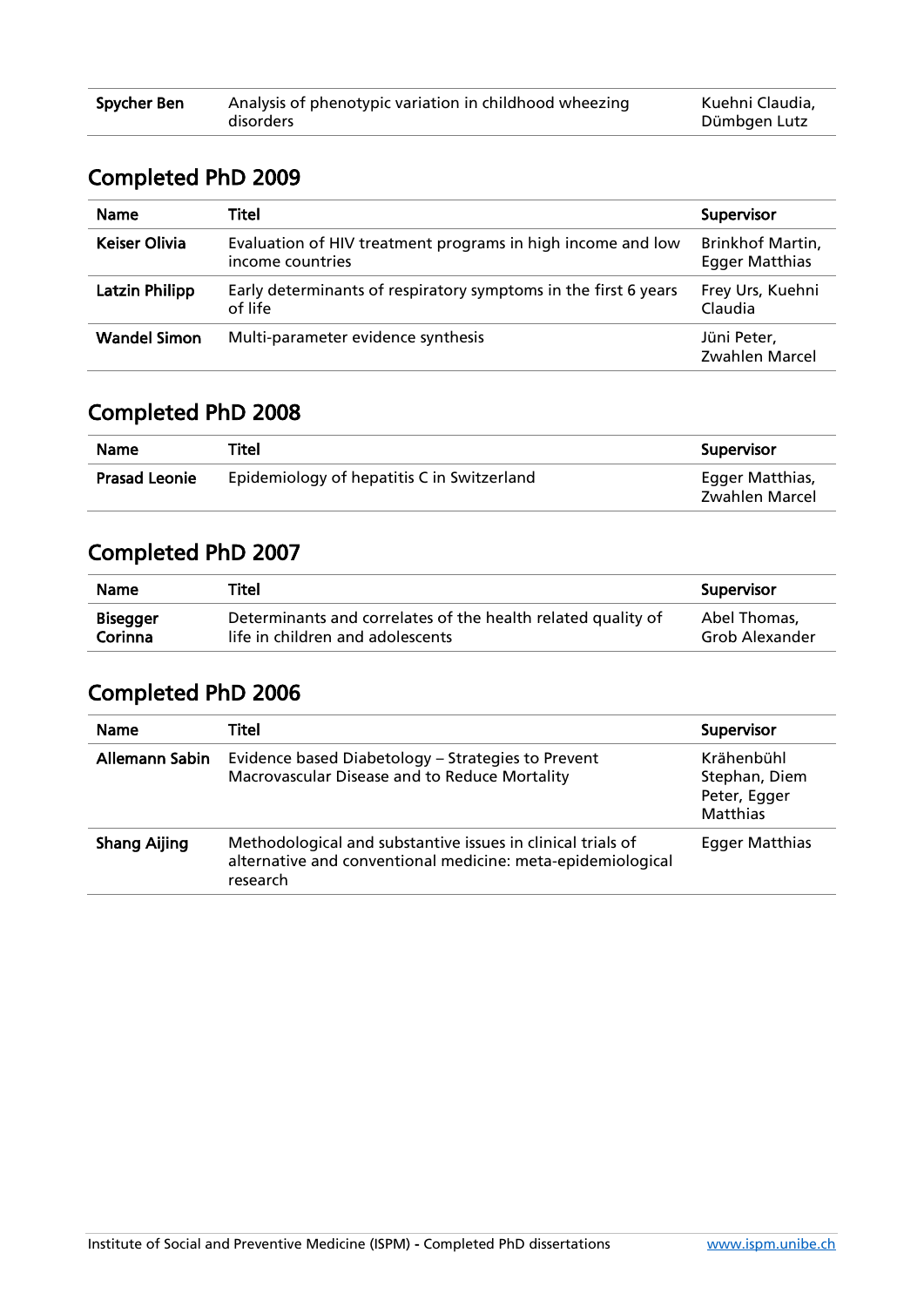| | | |
|---|---|---|
| **Spycher Ben** | Analysis of phenotypic variation in childhood wheezing disorders | Kuehni Claudia, Dümbgen Lutz |

## Completed PhD 2009

| Name | Titel | Supervisor |
|---|---|---|
| **Keiser Olivia** | Evaluation of HIV treatment programs in high income and low income countries | Brinkhof Martin, Egger Matthias |
| **Latzin Philipp** | Early determinants of respiratory symptoms in the first 6 years of life | Frey Urs, Kuehni Claudia |
| **Wandel Simon** | Multi-parameter evidence synthesis | Jüni Peter, Zwahlen Marcel |

## Completed PhD 2008

| Name | Titel | Supervisor |
|---|---|---|
| **Prasad Leonie** | Epidemiology of hepatitis C in Switzerland | Egger Matthias, Zwahlen Marcel |

## Completed PhD 2007

| Name | Titel | Supervisor |
|---|---|---|
| **Bisegger Corinna** | Determinants and correlates of the health related quality of life in children and adolescents | Abel Thomas, Grob Alexander |

## Completed PhD 2006

| Name | Titel | Supervisor |
|---|---|---|
| **Allemann Sabin** | Evidence based Diabetology – Strategies to Prevent Macrovascular Disease and to Reduce Mortality | Krähenbühl Stephan, Diem Peter, Egger Matthias |
| **Shang Aijing** | Methodological and substantive issues in clinical trials of alternative and conventional medicine: meta-epidemiological research | Egger Matthias |